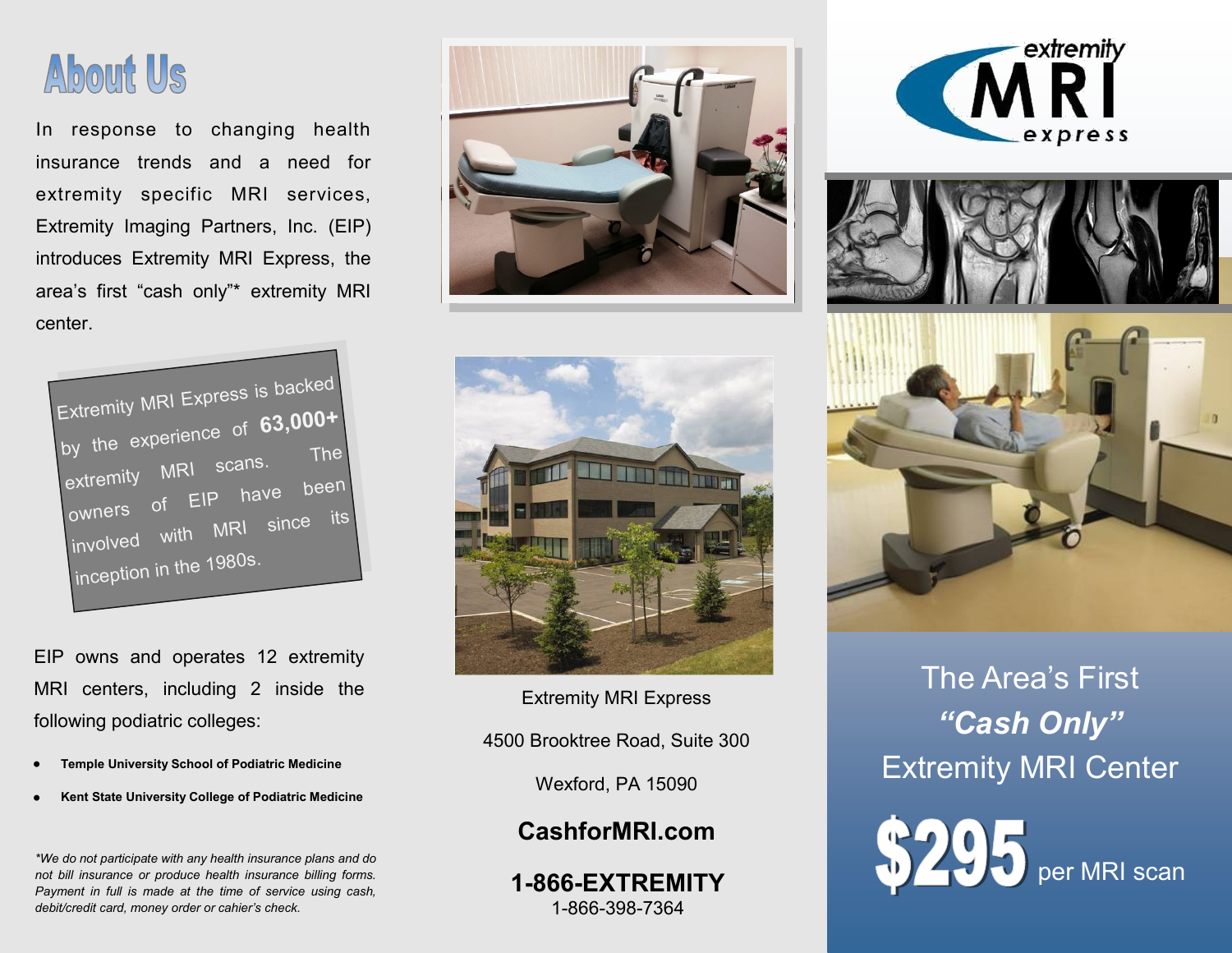# About Us

In response to changing health insurance trends and a need for extremity specific MRI services, Extremity Imaging Partners, Inc. (EIP) introduces Extremity MRI Express, the area's first "cash only"* extremity MRI center.

Extremity MRI Express is backed by the experience of **63,000+** extremity MRI scans. The owners of EIP have been involved with MRI since its inception in the 1980s.

EIP owns and operates 12 extremity MRI centers, including 2 inside the following podiatric colleges:

- **Temple University School of Podiatric Medicine**
- **Kent State University College of Podiatric Medicine**

*\*We do not participate with any health insurance plans and do not bill insurance or produce health insurance billing forms. Payment in full is made at the time of service using cash, debit/credit card, money order or cahier's check.*

Extremity MRI Express

4500 Brooktree Road, Suite 300

Wexford, PA 15090

**CashforMRI.com**

**1-866-EXTREMITY**
1-866-398-7364

extremity MRI express

The Area's First
***"Cash Only"***
Extremity MRI Center

**$295** per MRI scan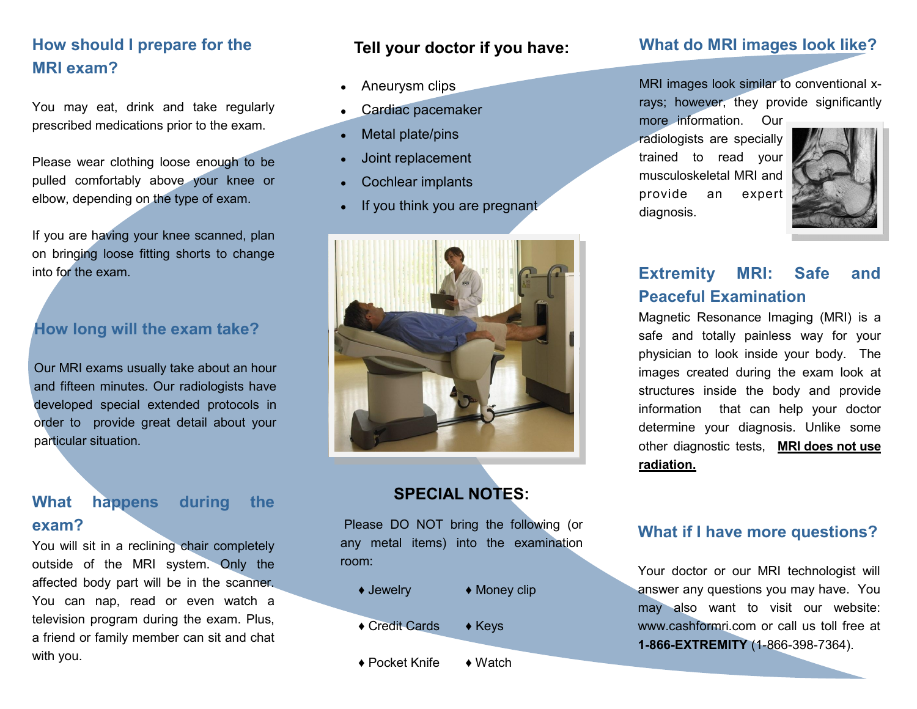## How should I prepare for the MRI exam?

You may eat, drink and take regularly prescribed medications prior to the exam.

Please wear clothing loose enough to be pulled comfortably above your knee or elbow, depending on the type of exam.

If you are having your knee scanned, plan on bringing loose fitting shorts to change into for the exam.

## How long will the exam take?

Our MRI exams usually take about an hour and fifteen minutes. Our radiologists have developed special extended protocols in order to provide great detail about your particular situation.

## What happens during the exam?

You will sit in a reclining chair completely outside of the MRI system. Only the affected body part will be in the scanner. You can nap, read or even watch a television program during the exam. Plus, a friend or family member can sit and chat with you.

**Tell your doctor if you have:**

- Aneurysm clips
- Cardiac pacemaker
- Metal plate/pins
- Joint replacement
- Cochlear implants
- If you think you are pregnant

**SPECIAL NOTES:**

Please DO NOT bring the following (or any metal items) into the examination room:

♦ Jewelry ♦ Money clip

♦ Credit Cards ♦ Keys

♦ Pocket Knife ♦ Watch

## What do MRI images look like?

MRI images look similar to conventional x-rays; however, they provide significantly more information. Our radiologists are specially trained to read your musculoskeletal MRI and provide an expert diagnosis.

## Extremity MRI: Safe and Peaceful Examination

Magnetic Resonance Imaging (MRI) is a safe and totally painless way for your physician to look inside your body. The images created during the exam look at structures inside the body and provide information that can help your doctor determine your diagnosis. Unlike some other diagnostic tests, **MRI does not use radiation.**

## What if I have more questions?

Your doctor or our MRI technologist will answer any questions you may have. You may also want to visit our website: www.cashformri.com or call us toll free at **1-866-EXTREMITY** (1-866-398-7364).